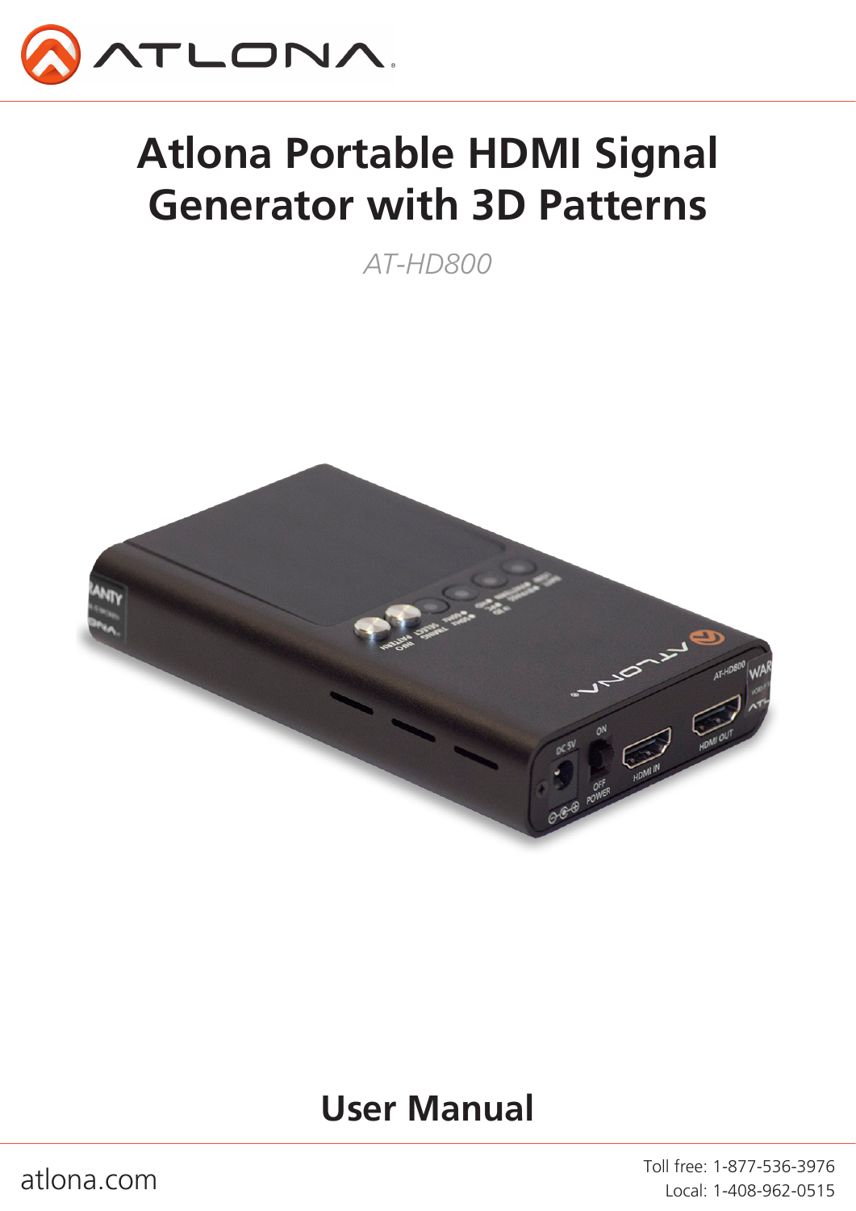# Atlona Portable HDMI Signal Generator with 3D Patterns

*AT-HD800*

## User Manual

atlona.com

Toll free: 1-877-536-3976
Local: 1-408-962-0515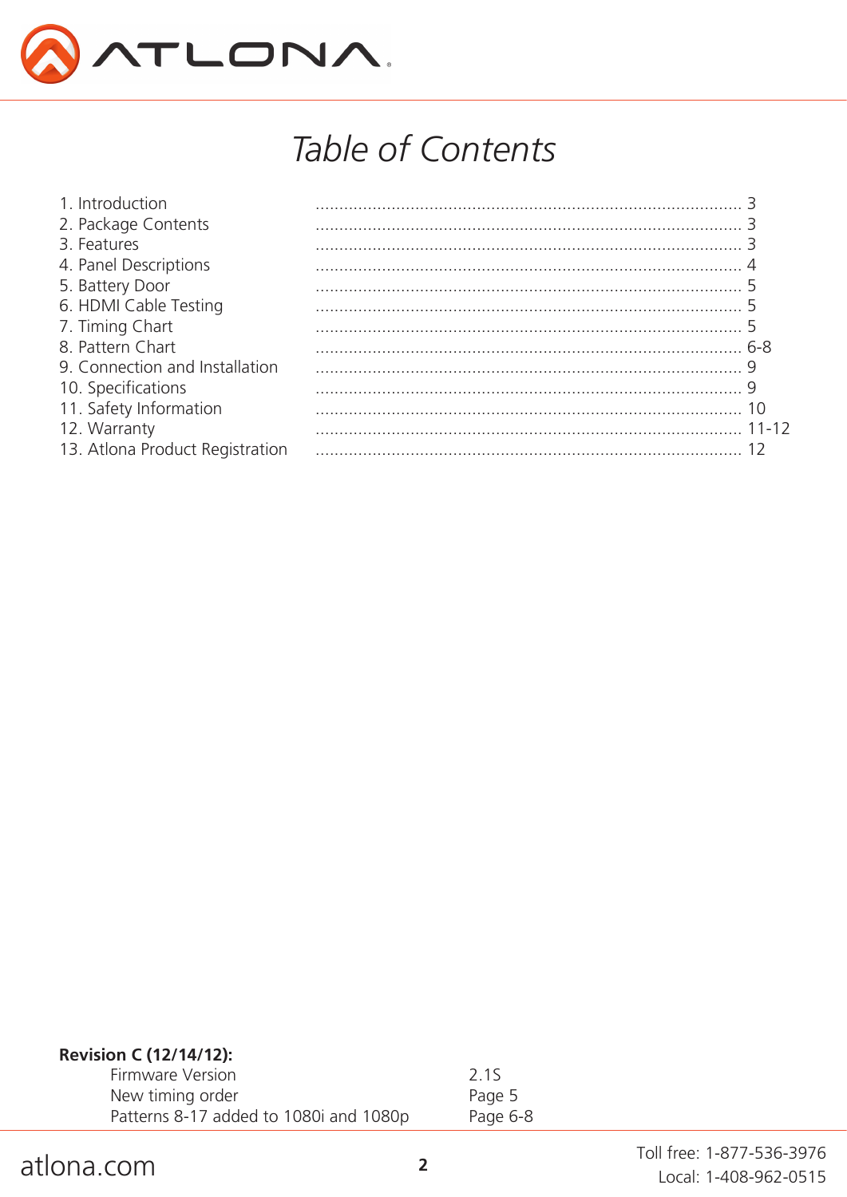# Table of Contents

| Section | Page |
|---|---|
| 1. Introduction | 3 |
| 2. Package Contents | 3 |
| 3. Features | 3 |
| 4. Panel Descriptions | 4 |
| 5. Battery Door | 5 |
| 6. HDMI Cable Testing | 5 |
| 7. Timing Chart | 5 |
| 8. Pattern Chart | 6-8 |
| 9. Connection and Installation | 9 |
| 10. Specifications | 9 |
| 11. Safety Information | 10 |
| 12. Warranty | 11-12 |
| 13. Atlona Product Registration | 12 |

**Revision C (12/14/12):**

| Change | Details |
|---|---|
| Firmware Version | 2.1S |
| New timing order | Page 5 |
| Patterns 8-17 added to 1080i and 1080p | Page 6-8 |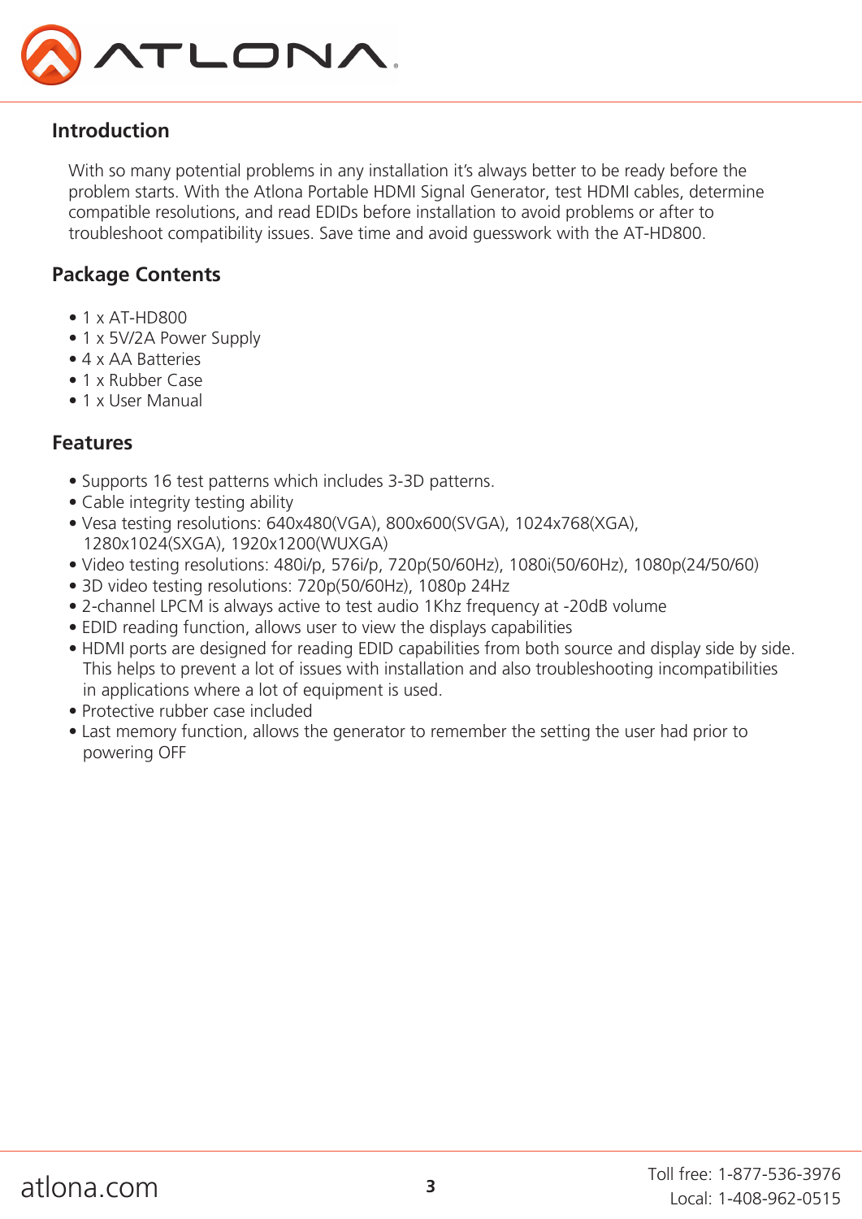## Introduction

With so many potential problems in any installation it's always better to be ready before the problem starts. With the Atlona Portable HDMI Signal Generator, test HDMI cables, determine compatible resolutions, and read EDIDs before installation to avoid problems or after to troubleshoot compatibility issues. Save time and avoid guesswork with the AT-HD800.

## Package Contents

- 1 x AT-HD800
- 1 x 5V/2A Power Supply
- 4 x AA Batteries
- 1 x Rubber Case
- 1 x User Manual

## Features

- Supports 16 test patterns which includes 3-3D patterns.
- Cable integrity testing ability
- Vesa testing resolutions: 640x480(VGA), 800x600(SVGA), 1024x768(XGA), 1280x1024(SXGA), 1920x1200(WUXGA)
- Video testing resolutions: 480i/p, 576i/p, 720p(50/60Hz), 1080i(50/60Hz), 1080p(24/50/60)
- 3D video testing resolutions: 720p(50/60Hz), 1080p 24Hz
- 2-channel LPCM is always active to test audio 1Khz frequency at -20dB volume
- EDID reading function, allows user to view the displays capabilities
- HDMI ports are designed for reading EDID capabilities from both source and display side by side. This helps to prevent a lot of issues with installation and also troubleshooting incompatibilities in applications where a lot of equipment is used.
- Protective rubber case included
- Last memory function, allows the generator to remember the setting the user had prior to powering OFF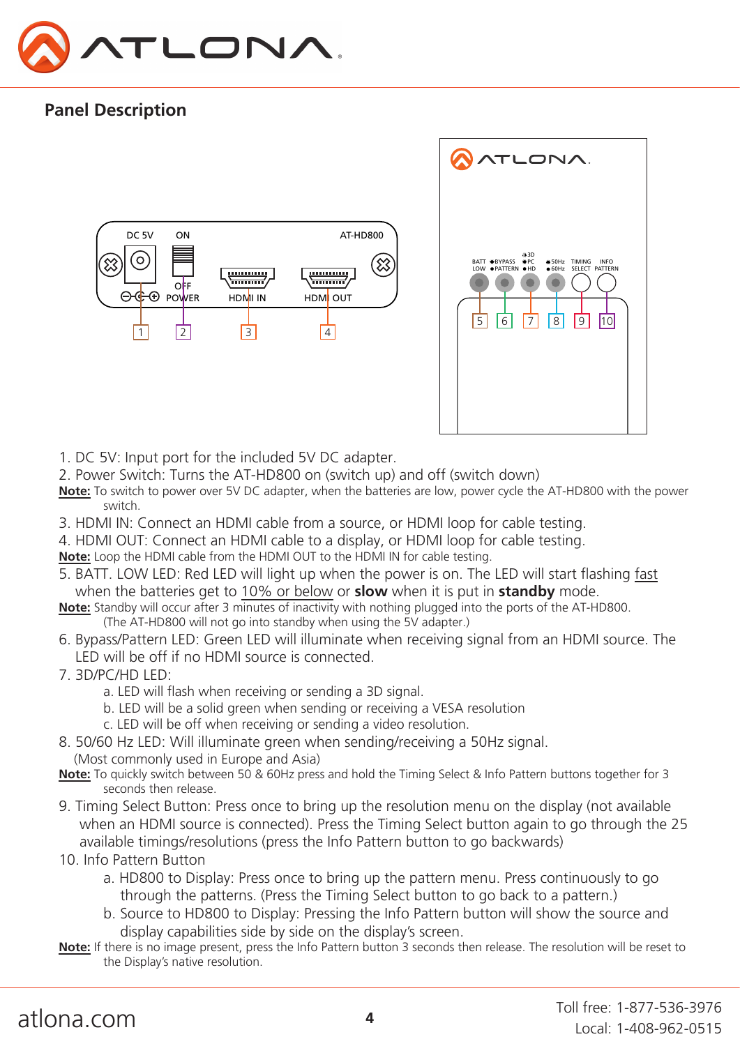## Panel Description

1. DC 5V: Input port for the included 5V DC adapter.
2. Power Switch: Turns the AT-HD800 on (switch up) and off (switch down)

**Note:** To switch to power over 5V DC adapter, when the batteries are low, power cycle the AT-HD800 with the power switch.

3. HDMI IN: Connect an HDMI cable from a source, or HDMI loop for cable testing.
4. HDMI OUT: Connect an HDMI cable to a display, or HDMI loop for cable testing.

**Note:** Loop the HDMI cable from the HDMI OUT to the HDMI IN for cable testing.

5. BATT. LOW LED: Red LED will light up when the power is on. The LED will start flashing fast when the batteries get to 10% or below or **slow** when it is put in **standby** mode.

**Note:** Standby will occur after 3 minutes of inactivity with nothing plugged into the ports of the AT-HD800. (The AT-HD800 will not go into standby when using the 5V adapter.)

6. Bypass/Pattern LED: Green LED will illuminate when receiving signal from an HDMI source. The LED will be off if no HDMI source is connected.
7. 3D/PC/HD LED:
   a. LED will flash when receiving or sending a 3D signal.
   b. LED will be a solid green when sending or receiving a VESA resolution
   c. LED will be off when receiving or sending a video resolution.
8. 50/60 Hz LED: Will illuminate green when sending/receiving a 50Hz signal. (Most commonly used in Europe and Asia)

**Note:** To quickly switch between 50 & 60Hz press and hold the Timing Select & Info Pattern buttons together for 3 seconds then release.

9. Timing Select Button: Press once to bring up the resolution menu on the display (not available when an HDMI source is connected). Press the Timing Select button again to go through the 25 available timings/resolutions (press the Info Pattern button to go backwards)
10. Info Pattern Button
    a. HD800 to Display: Press once to bring up the pattern menu. Press continuously to go through the patterns. (Press the Timing Select button to go back to a pattern.)
    b. Source to HD800 to Display: Pressing the Info Pattern button will show the source and display capabilities side by side on the display's screen.

**Note:** If there is no image present, press the Info Pattern button 3 seconds then release. The resolution will be reset to the Display's native resolution.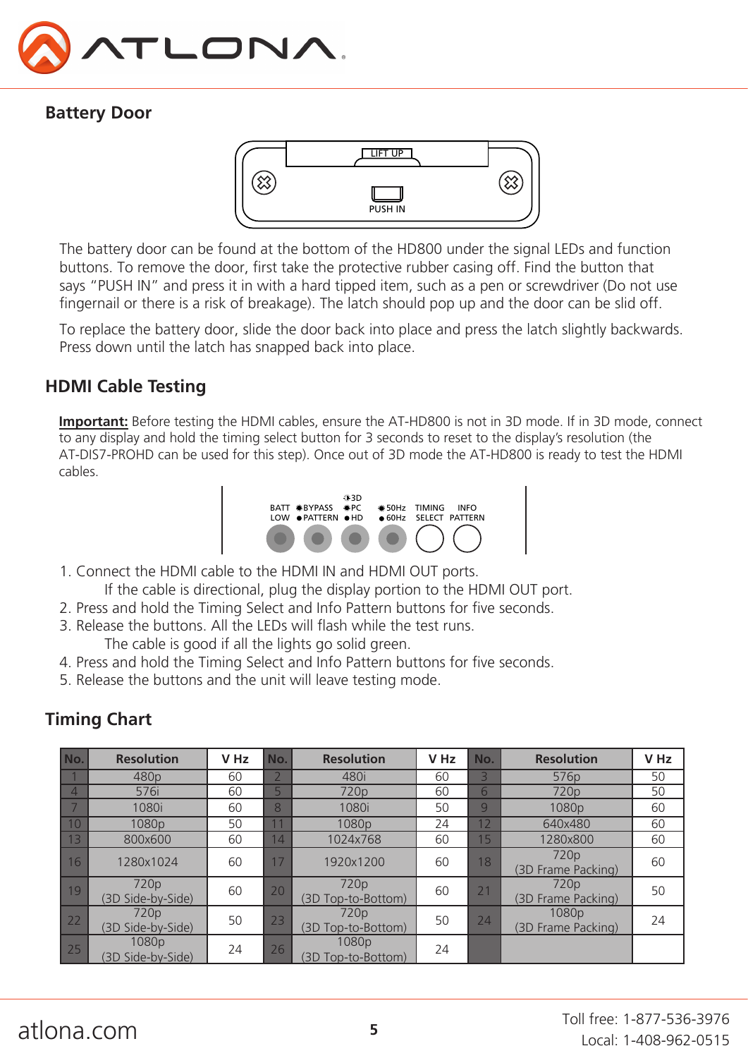## Battery Door

The battery door can be found at the bottom of the HD800 under the signal LEDs and function buttons. To remove the door, first take the protective rubber casing off. Find the button that says "PUSH IN" and press it in with a hard tipped item, such as a pen or screwdriver (Do not use fingernail or there is a risk of breakage). The latch should pop up and the door can be slid off.

To replace the battery door, slide the door back into place and press the latch slightly backwards. Press down until the latch has snapped back into place.

## HDMI Cable Testing

**Important:** Before testing the HDMI cables, ensure the AT-HD800 is not in 3D mode. If in 3D mode, connect to any display and hold the timing select button for 3 seconds to reset to the display's resolution (the AT-DIS7-PROHD can be used for this step). Once out of 3D mode the AT-HD800 is ready to test the HDMI cables.

1. Connect the HDMI cable to the HDMI IN and HDMI OUT ports.
   If the cable is directional, plug the display portion to the HDMI OUT port.
2. Press and hold the Timing Select and Info Pattern buttons for five seconds.
3. Release the buttons. All the LEDs will flash while the test runs.
   The cable is good if all the lights go solid green.
4. Press and hold the Timing Select and Info Pattern buttons for five seconds.
5. Release the buttons and the unit will leave testing mode.

## Timing Chart

| No. | Resolution | V Hz | No. | Resolution | V Hz | No. | Resolution | V Hz |
|---|---|---|---|---|---|---|---|---|
| 1 | 480p | 60 | 2 | 480i | 60 | 3 | 576p | 50 |
| 4 | 576i | 60 | 5 | 720p | 60 | 6 | 720p | 50 |
| 7 | 1080i | 60 | 8 | 1080i | 50 | 9 | 1080p | 60 |
| 10 | 1080p | 50 | 11 | 1080p | 24 | 12 | 640x480 | 60 |
| 13 | 800x600 | 60 | 14 | 1024x768 | 60 | 15 | 1280x800 | 60 |
| 16 | 1280x1024 | 60 | 17 | 1920x1200 | 60 | 18 | 720p (3D Frame Packing) | 60 |
| 19 | 720p (3D Side-by-Side) | 60 | 20 | 720p (3D Top-to-Bottom) | 60 | 21 | 720p (3D Frame Packing) | 50 |
| 22 | 720p (3D Side-by-Side) | 50 | 23 | 720p (3D Top-to-Bottom) | 50 | 24 | 1080p (3D Frame Packing) | 24 |
| 25 | 1080p (3D Side-by-Side) | 24 | 26 | 1080p (3D Top-to-Bottom) | 24 | | | |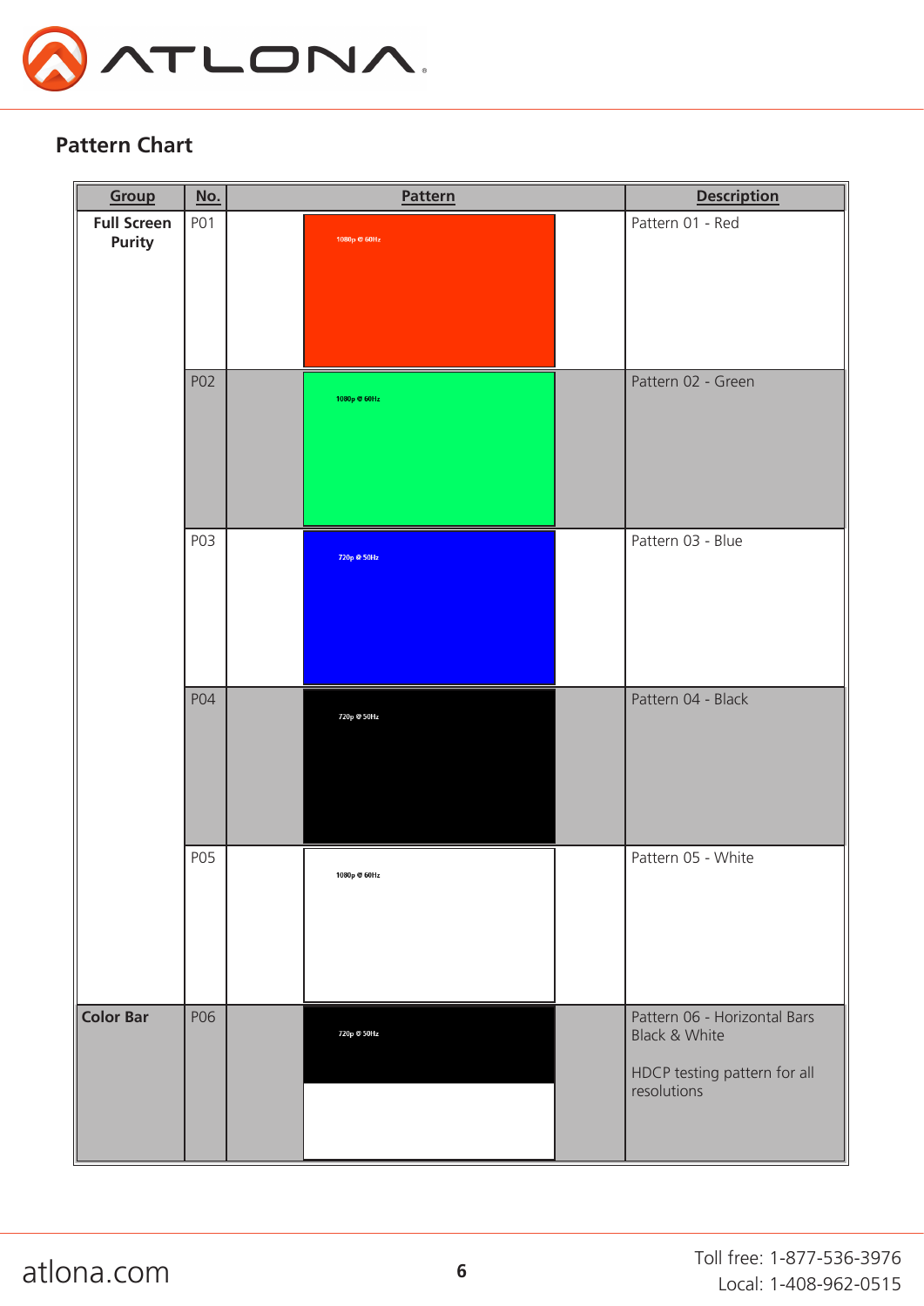## Pattern Chart

| Group | No. | Pattern | Description |
|---|---|---|---|
| Full Screen Purity | P01 | 1080p @ 60Hz | Pattern 01 - Red |
| | P02 | 1080p @ 60Hz | Pattern 02 - Green |
| | P03 | 720p @ 50Hz | Pattern 03 - Blue |
| | P04 | 720p @ 50Hz | Pattern 04 - Black |
| | P05 | 1080p @ 60Hz | Pattern 05 - White |
| Color Bar | P06 | 720p @ 50Hz | Pattern 06 - Horizontal Bars Black & White<br><br>HDCP testing pattern for all resolutions |

atlona.com

Toll free: 1-877-536-3976
Local: 1-408-962-0515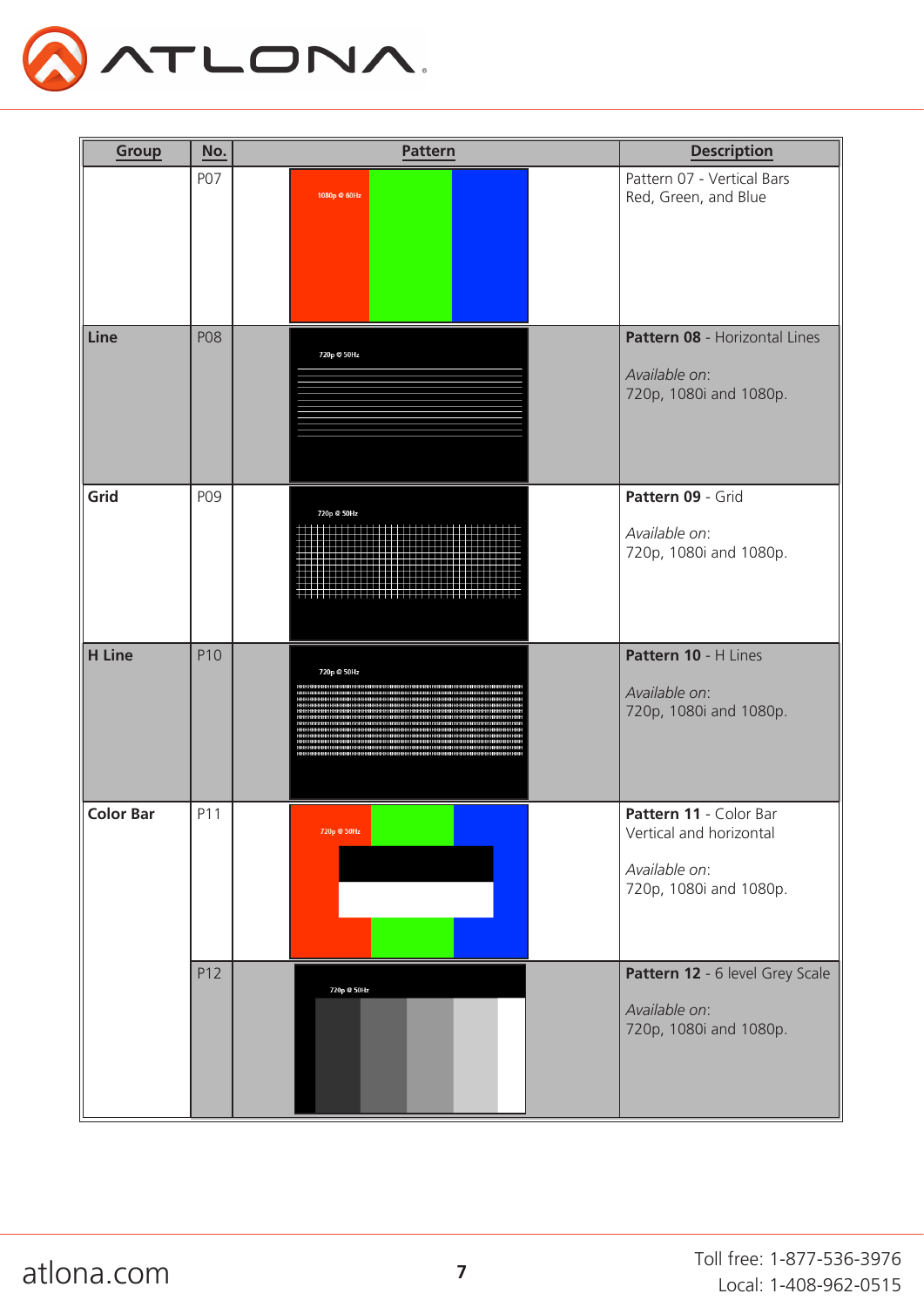| Group | No. | Pattern | Description |
|---|---|---|---|
| | P07 | 1080p @ 60Hz | Pattern 07 - Vertical Bars Red, Green, and Blue |
| **Line** | P08 | 720p @ 50Hz | **Pattern 08** - Horizontal Lines<br><br>*Available on*:<br>720p, 1080i and 1080p. |
| **Grid** | P09 | 720p @ 50Hz | **Pattern 09** - Grid<br><br>*Available on*:<br>720p, 1080i and 1080p. |
| **H Line** | P10 | 720p @ 50Hz | **Pattern 10** - H Lines<br><br>*Available on*:<br>720p, 1080i and 1080p. |
| **Color Bar** | P11 | 720p @ 50Hz | **Pattern 11** - Color Bar Vertical and horizontal<br><br>*Available on*:<br>720p, 1080i and 1080p. |
| | P12 | 720p @ 50Hz | **Pattern 12** - 6 level Grey Scale<br><br>*Available on*:<br>720p, 1080i and 1080p. |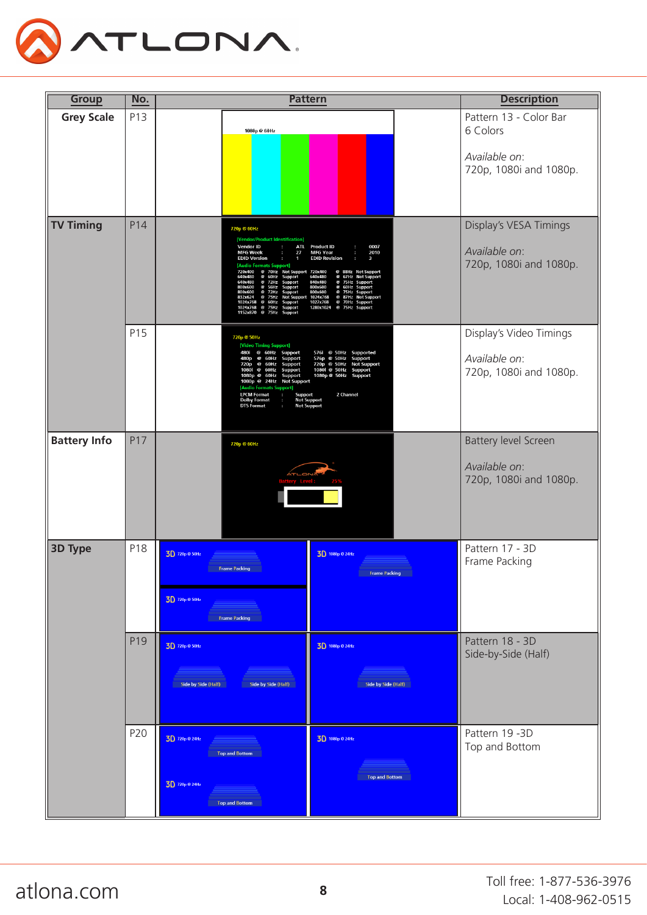| Group | No. | Pattern | Description |
|---|---|---|---|
| Grey Scale | P13 | | Pattern 13 - Color Bar<br>6 Colors<br><br>*Available on*:<br>720p, 1080i and 1080p. |
| TV Timing | P14 | | Display's VESA Timings<br><br>*Available on*:<br>720p, 1080i and 1080p. |
| | P15 | | Display's Video Timings<br><br>*Available on*:<br>720p, 1080i and 1080p. |
| Battery Info | P17 | | Battery level Screen<br><br>*Available on*:<br>720p, 1080i and 1080p. |
| 3D Type | P18 | | Pattern 17 - 3D<br>Frame Packing |
| | P19 | | Pattern 18 - 3D<br>Side-by-Side (Half) |
| | P20 | | Pattern 19 -3D<br>Top and Bottom |

atlona.com

Toll free: 1-877-536-3976
Local: 1-408-962-0515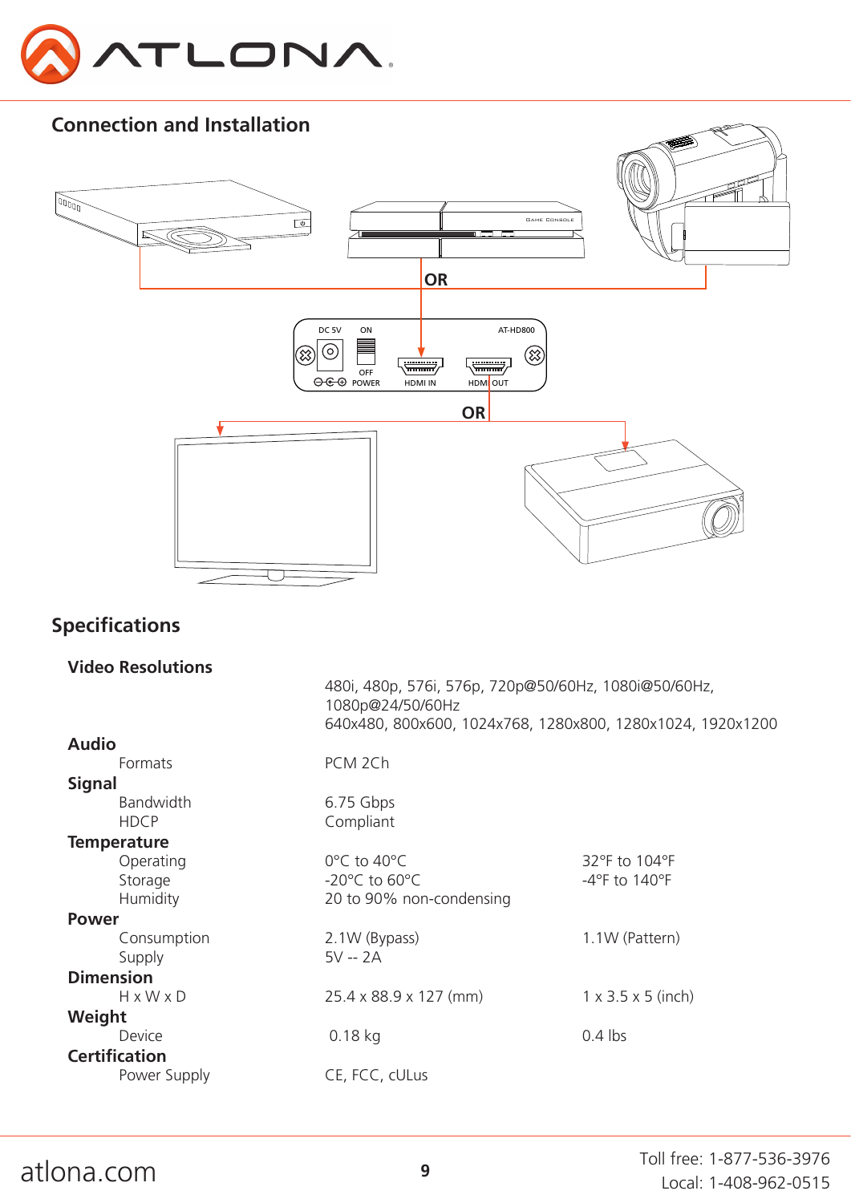## Connection and Installation

## Specifications

| | | |
|---|---|---|
| **Video Resolutions** | 480i, 480p, 576i, 576p, 720p@50/60Hz, 1080i@50/60Hz, 1080p@24/50/60Hz<br>640x480, 800x600, 1024x768, 1280x800, 1280x1024, 1920x1200 | |
| **Audio** | | |
| Formats | PCM 2Ch | |
| **Signal** | | |
| Bandwidth | 6.75 Gbps | |
| HDCP | Compliant | |
| **Temperature** | | |
| Operating | 0°C to 40°C | 32°F to 104°F |
| Storage | -20°C to 60°C | -4°F to 140°F |
| Humidity | 20 to 90% non-condensing | |
| **Power** | | |
| Consumption | 2.1W (Bypass) | 1.1W (Pattern) |
| Supply | 5V -- 2A | |
| **Dimension** | | |
| H x W x D | 25.4 x 88.9 x 127 (mm) | 1 x 3.5 x 5 (inch) |
| **Weight** | | |
| Device | 0.18 kg | 0.4 lbs |
| **Certification** | | |
| Power Supply | CE, FCC, cULus | |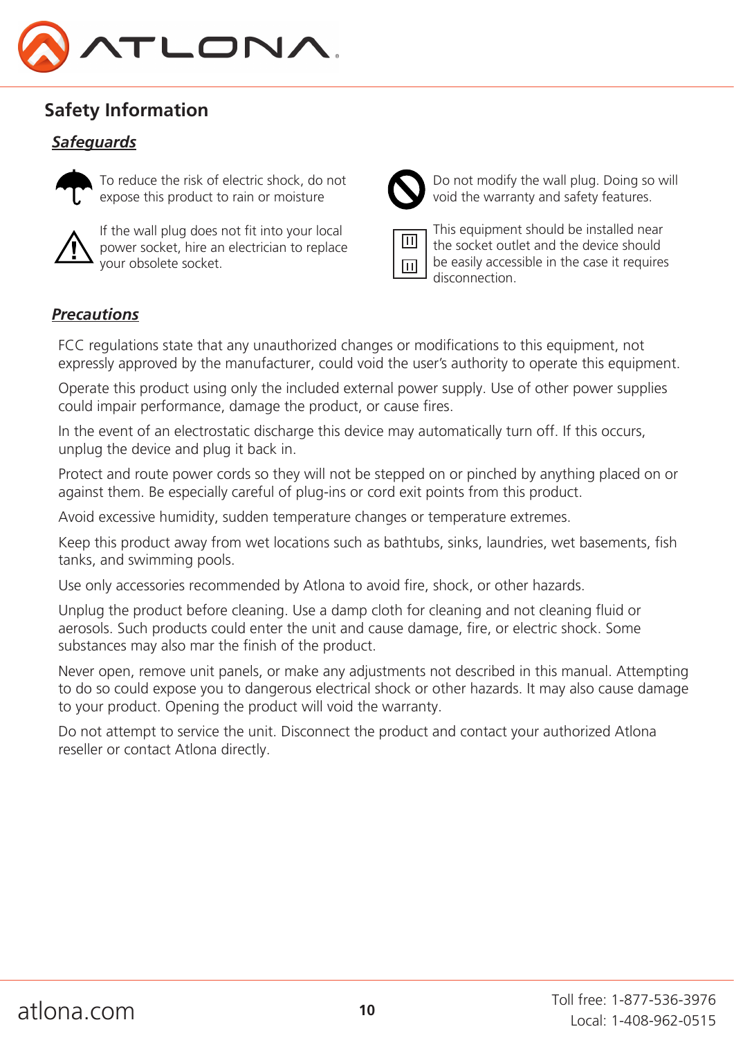## Safety Information

### *Safeguards*

To reduce the risk of electric shock, do not expose this product to rain or moisture

Do not modify the wall plug. Doing so will void the warranty and safety features.

If the wall plug does not fit into your local power socket, hire an electrician to replace your obsolete socket.

This equipment should be installed near the socket outlet and the device should be easily accessible in the case it requires disconnection.

### *Precautions*

FCC regulations state that any unauthorized changes or modifications to this equipment, not expressly approved by the manufacturer, could void the user's authority to operate this equipment.

Operate this product using only the included external power supply. Use of other power supplies could impair performance, damage the product, or cause fires.

In the event of an electrostatic discharge this device may automatically turn off. If this occurs, unplug the device and plug it back in.

Protect and route power cords so they will not be stepped on or pinched by anything placed on or against them. Be especially careful of plug-ins or cord exit points from this product.

Avoid excessive humidity, sudden temperature changes or temperature extremes.

Keep this product away from wet locations such as bathtubs, sinks, laundries, wet basements, fish tanks, and swimming pools.

Use only accessories recommended by Atlona to avoid fire, shock, or other hazards.

Unplug the product before cleaning. Use a damp cloth for cleaning and not cleaning fluid or aerosols. Such products could enter the unit and cause damage, fire, or electric shock. Some substances may also mar the finish of the product.

Never open, remove unit panels, or make any adjustments not described in this manual. Attempting to do so could expose you to dangerous electrical shock or other hazards. It may also cause damage to your product. Opening the product will void the warranty.

Do not attempt to service the unit. Disconnect the product and contact your authorized Atlona reseller or contact Atlona directly.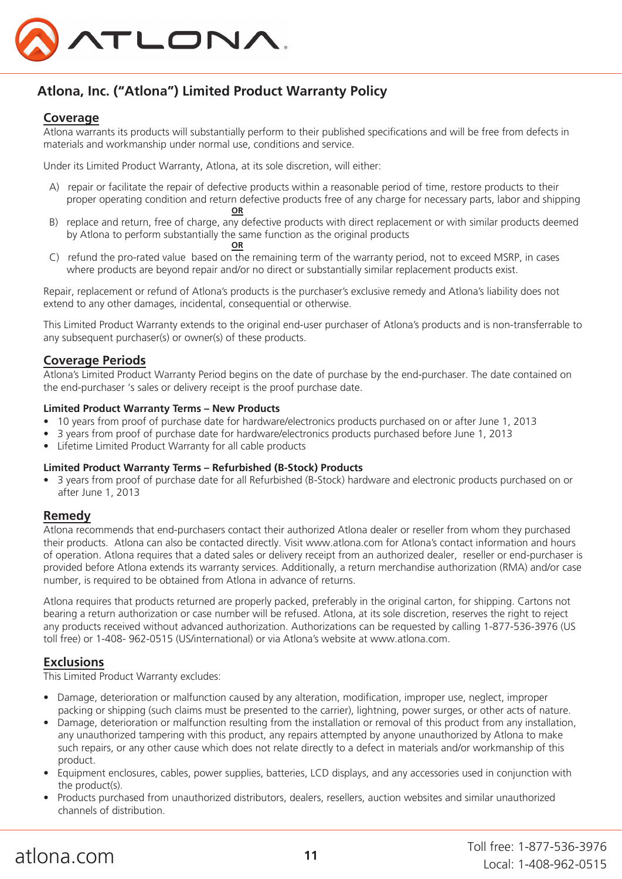# Atlona, Inc. ("Atlona") Limited Product Warranty Policy

## Coverage

Atlona warrants its products will substantially perform to their published specifications and will be free from defects in materials and workmanship under normal use, conditions and service.

Under its Limited Product Warranty, Atlona, at its sole discretion, will either:

A) repair or facilitate the repair of defective products within a reasonable period of time, restore products to their proper operating condition and return defective products free of any charge for necessary parts, labor and shipping

**OR**

B) replace and return, free of charge, any defective products with direct replacement or with similar products deemed by Atlona to perform substantially the same function as the original products

**OR**

C) refund the pro-rated value based on the remaining term of the warranty period, not to exceed MSRP, in cases where products are beyond repair and/or no direct or substantially similar replacement products exist.

Repair, replacement or refund of Atlona's products is the purchaser's exclusive remedy and Atlona's liability does not extend to any other damages, incidental, consequential or otherwise.

This Limited Product Warranty extends to the original end-user purchaser of Atlona's products and is non-transferrable to any subsequent purchaser(s) or owner(s) of these products.

## Coverage Periods

Atlona's Limited Product Warranty Period begins on the date of purchase by the end-purchaser. The date contained on the end-purchaser 's sales or delivery receipt is the proof purchase date.

**Limited Product Warranty Terms – New Products**

- 10 years from proof of purchase date for hardware/electronics products purchased on or after June 1, 2013
- 3 years from proof of purchase date for hardware/electronics products purchased before June 1, 2013
- Lifetime Limited Product Warranty for all cable products

**Limited Product Warranty Terms – Refurbished (B-Stock) Products**

- 3 years from proof of purchase date for all Refurbished (B-Stock) hardware and electronic products purchased on or after June 1, 2013

## Remedy

Atlona recommends that end-purchasers contact their authorized Atlona dealer or reseller from whom they purchased their products. Atlona can also be contacted directly. Visit www.atlona.com for Atlona's contact information and hours of operation. Atlona requires that a dated sales or delivery receipt from an authorized dealer, reseller or end-purchaser is provided before Atlona extends its warranty services. Additionally, a return merchandise authorization (RMA) and/or case number, is required to be obtained from Atlona in advance of returns.

Atlona requires that products returned are properly packed, preferably in the original carton, for shipping. Cartons not bearing a return authorization or case number will be refused. Atlona, at its sole discretion, reserves the right to reject any products received without advanced authorization. Authorizations can be requested by calling 1-877-536-3976 (US toll free) or 1-408- 962-0515 (US/international) or via Atlona's website at www.atlona.com.

## Exclusions

This Limited Product Warranty excludes:

- Damage, deterioration or malfunction caused by any alteration, modification, improper use, neglect, improper packing or shipping (such claims must be presented to the carrier), lightning, power surges, or other acts of nature.
- Damage, deterioration or malfunction resulting from the installation or removal of this product from any installation, any unauthorized tampering with this product, any repairs attempted by anyone unauthorized by Atlona to make such repairs, or any other cause which does not relate directly to a defect in materials and/or workmanship of this product.
- Equipment enclosures, cables, power supplies, batteries, LCD displays, and any accessories used in conjunction with the product(s).
- Products purchased from unauthorized distributors, dealers, resellers, auction websites and similar unauthorized channels of distribution.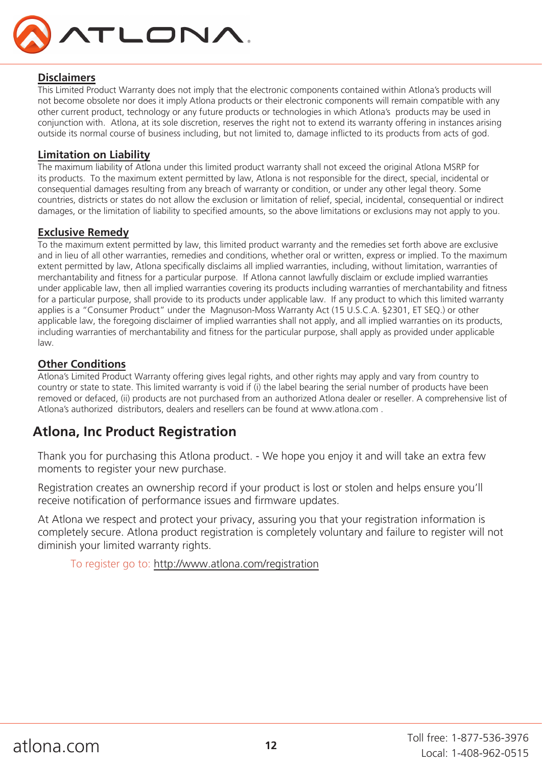## Disclaimers

This Limited Product Warranty does not imply that the electronic components contained within Atlona's products will not become obsolete nor does it imply Atlona products or their electronic components will remain compatible with any other current product, technology or any future products or technologies in which Atlona's products may be used in conjunction with. Atlona, at its sole discretion, reserves the right not to extend its warranty offering in instances arising outside its normal course of business including, but not limited to, damage inflicted to its products from acts of god.

## Limitation on Liability

The maximum liability of Atlona under this limited product warranty shall not exceed the original Atlona MSRP for its products. To the maximum extent permitted by law, Atlona is not responsible for the direct, special, incidental or consequential damages resulting from any breach of warranty or condition, or under any other legal theory. Some countries, districts or states do not allow the exclusion or limitation of relief, special, incidental, consequential or indirect damages, or the limitation of liability to specified amounts, so the above limitations or exclusions may not apply to you.

## Exclusive Remedy

To the maximum extent permitted by law, this limited product warranty and the remedies set forth above are exclusive and in lieu of all other warranties, remedies and conditions, whether oral or written, express or implied. To the maximum extent permitted by law, Atlona specifically disclaims all implied warranties, including, without limitation, warranties of merchantability and fitness for a particular purpose. If Atlona cannot lawfully disclaim or exclude implied warranties under applicable law, then all implied warranties covering its products including warranties of merchantability and fitness for a particular purpose, shall provide to its products under applicable law. If any product to which this limited warranty applies is a "Consumer Product" under the Magnuson-Moss Warranty Act (15 U.S.C.A. §2301, ET SEQ.) or other applicable law, the foregoing disclaimer of implied warranties shall not apply, and all implied warranties on its products, including warranties of merchantability and fitness for the particular purpose, shall apply as provided under applicable law.

## Other Conditions

Atlona's Limited Product Warranty offering gives legal rights, and other rights may apply and vary from country to country or state to state. This limited warranty is void if (i) the label bearing the serial number of products have been removed or defaced, (ii) products are not purchased from an authorized Atlona dealer or reseller. A comprehensive list of Atlona's authorized distributors, dealers and resellers can be found at www.atlona.com .

# Atlona, Inc Product Registration

Thank you for purchasing this Atlona product. - We hope you enjoy it and will take an extra few moments to register your new purchase.

Registration creates an ownership record if your product is lost or stolen and helps ensure you'll receive notification of performance issues and firmware updates.

At Atlona we respect and protect your privacy, assuring you that your registration information is completely secure. Atlona product registration is completely voluntary and failure to register will not diminish your limited warranty rights.

To register go to: http://www.atlona.com/registration

atlona.com

Toll free: 1-877-536-3976
Local: 1-408-962-0515